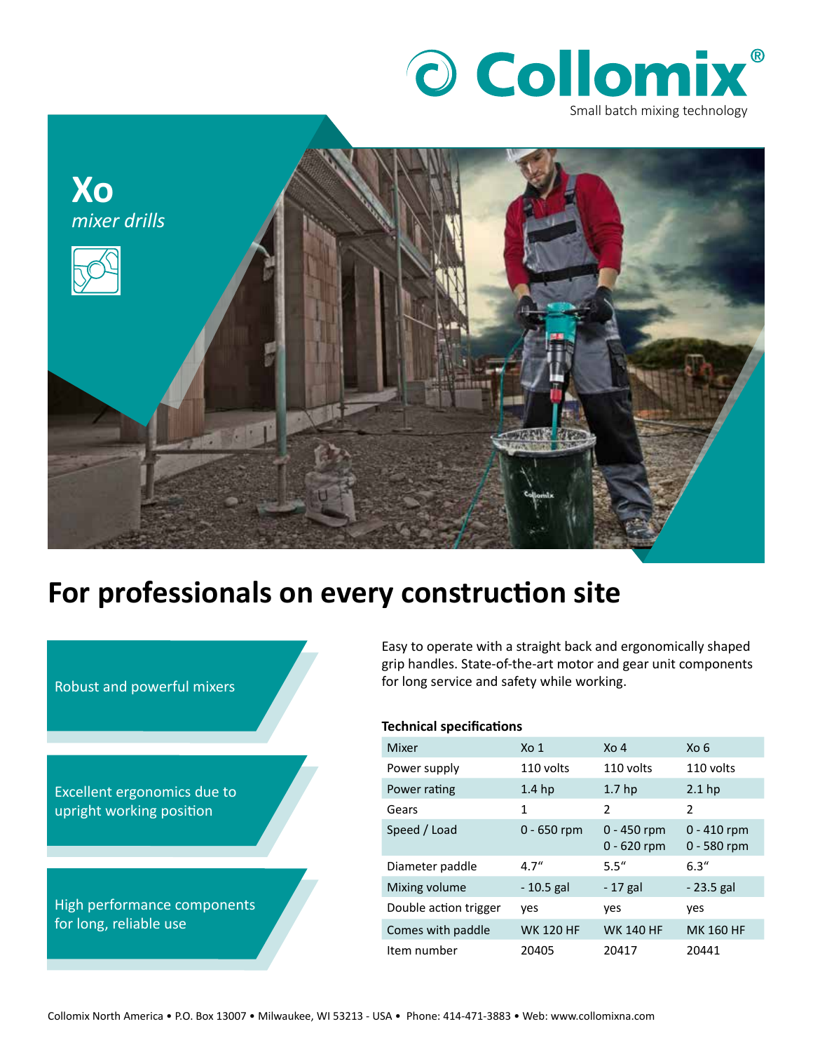Collomix®

Small batch mixing technology

# Xo

*mixer drills*

## For professionals on every construction site

Robust and powerful mixers

Excellent ergonomics due to upright working position

High performance components for long, reliable use

Easy to operate with a straight back and ergonomically shaped grip handles. State-of-the-art motor and gear unit components for long service and safety while working.

**Technical specifications**

| Mixer | Xo 1 | Xo 4 | Xo 6 |
|---|---|---|---|
| Power supply | 110 volts | 110 volts | 110 volts |
| Power rating | 1.4 hp | 1.7 hp | 2.1 hp |
| Gears | 1 | 2 | 2 |
| Speed / Load | 0 - 650 rpm | 0 - 450 rpm<br>0 - 620 rpm | 0 - 410 rpm<br>0 - 580 rpm |
| Diameter paddle | 4.7" | 5.5" | 6.3" |
| Mixing volume | - 10.5 gal | - 17 gal | - 23.5 gal |
| Double action trigger | yes | yes | yes |
| Comes with paddle | WK 120 HF | WK 140 HF | MK 160 HF |
| Item number | 20405 | 20417 | 20441 |

Collomix North America • P.O. Box 13007 • Milwaukee, WI 53213 - USA • Phone: 414-471-3883 • Web: www.collomixna.com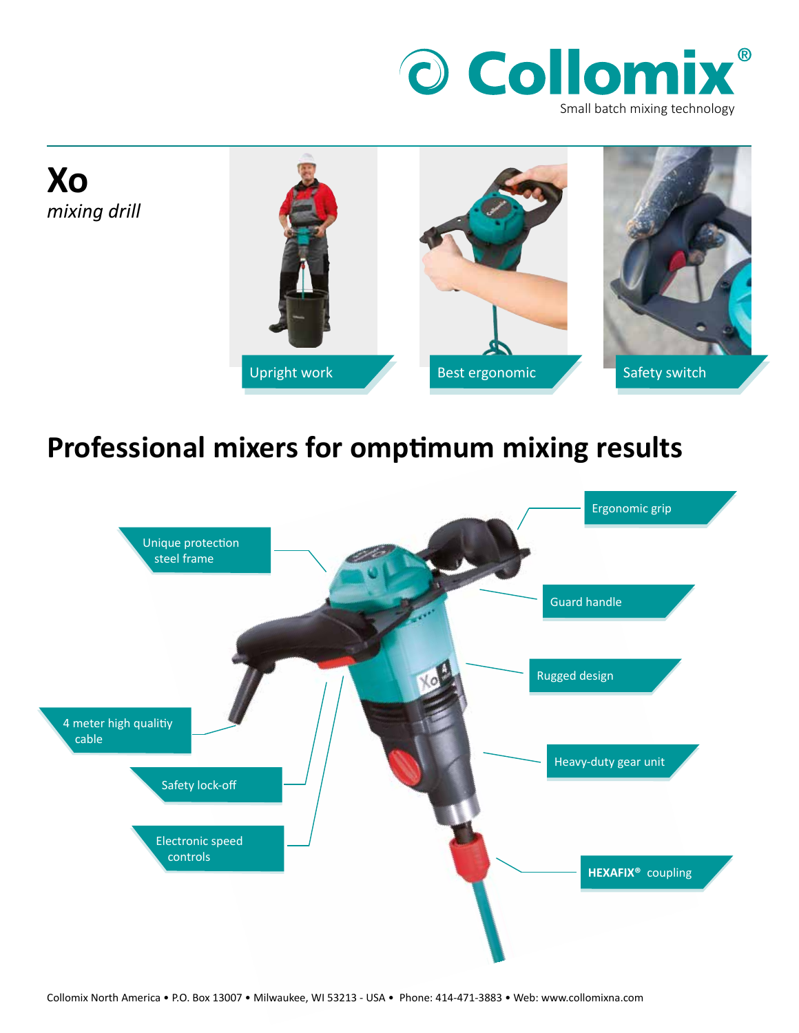Collomix®

Small batch mixing technology

# Xo

*mixing drill*

Upright work

Best ergonomic

Safety switch

## Professional mixers for omptimum mixing results

Ergonomic grip

Unique protection steel frame

Guard handle

Rugged design

4 meter high qualitiy cable

Heavy-duty gear unit

Safety lock-off

Electronic speed controls

**HEXAFIX®** coupling

Collomix North America • P.O. Box 13007 • Milwaukee, WI 53213 - USA • Phone: 414-471-3883 • Web: www.collomixna.com